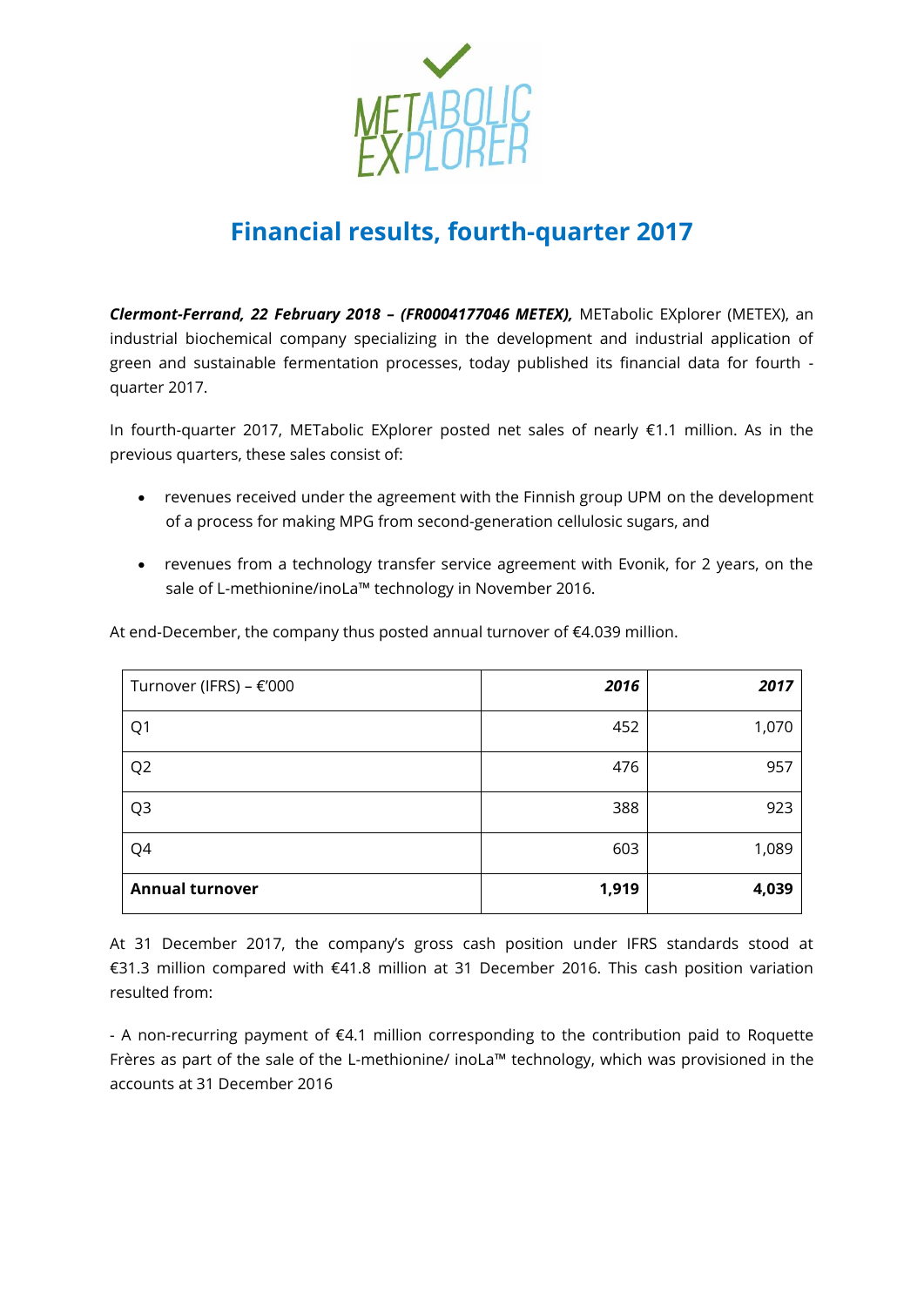# Financial results, fourth-quarter 2017

***Clermont-Ferrand, 22 February 2018 – (FR0004177046 METEX),*** METabolic EXplorer (METEX), an industrial biochemical company specializing in the development and industrial application of green and sustainable fermentation processes, today published its financial data for fourth - quarter 2017.

In fourth-quarter 2017, METabolic EXplorer posted net sales of nearly €1.1 million. As in the previous quarters, these sales consist of:

- revenues received under the agreement with the Finnish group UPM on the development of a process for making MPG from second-generation cellulosic sugars, and
- revenues from a technology transfer service agreement with Evonik, for 2 years, on the sale of L-methionine/inoLa™ technology in November 2016.

At end-December, the company thus posted annual turnover of €4.039 million.

| Turnover (IFRS) – €'000 | ***2016*** | ***2017*** |
|---|---:|---:|
| Q1 | 452 | 1,070 |
| Q2 | 476 | 957 |
| Q3 | 388 | 923 |
| Q4 | 603 | 1,089 |
| **Annual turnover** | **1,919** | **4,039** |

At 31 December 2017, the company's gross cash position under IFRS standards stood at €31.3 million compared with €41.8 million at 31 December 2016. This cash position variation resulted from:

- A non-recurring payment of €4.1 million corresponding to the contribution paid to Roquette Frères as part of the sale of the L-methionine/ inoLa™ technology, which was provisioned in the accounts at 31 December 2016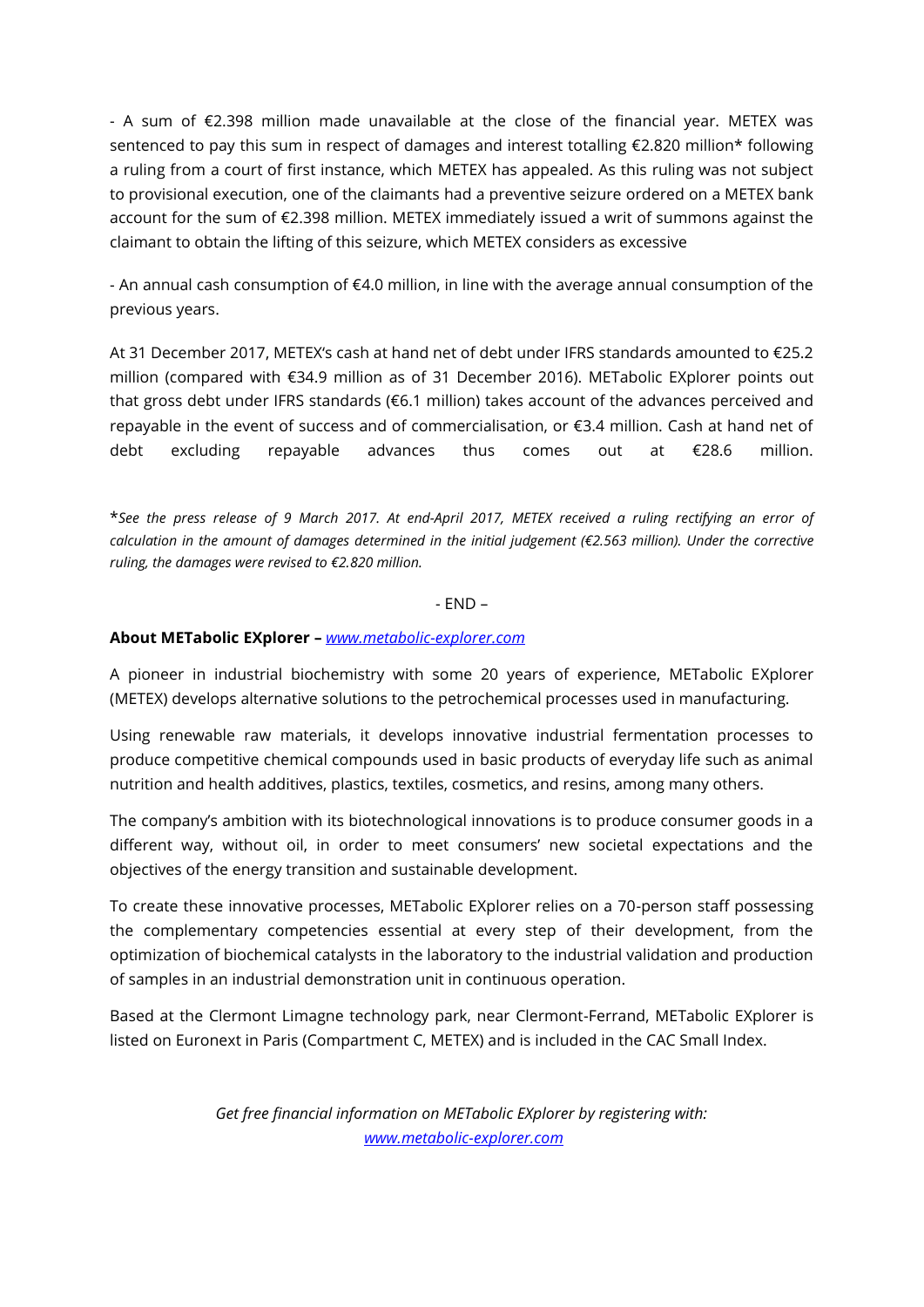- A sum of €2.398 million made unavailable at the close of the financial year. METEX was sentenced to pay this sum in respect of damages and interest totalling €2.820 million* following a ruling from a court of first instance, which METEX has appealed. As this ruling was not subject to provisional execution, one of the claimants had a preventive seizure ordered on a METEX bank account for the sum of €2.398 million. METEX immediately issued a writ of summons against the claimant to obtain the lifting of this seizure, which METEX considers as excessive

- An annual cash consumption of €4.0 million, in line with the average annual consumption of the previous years.

At 31 December 2017, METEX's cash at hand net of debt under IFRS standards amounted to €25.2 million (compared with €34.9 million as of 31 December 2016). METabolic EXplorer points out that gross debt under IFRS standards (€6.1 million) takes account of the advances perceived and repayable in the event of success and of commercialisation, or €3.4 million. Cash at hand net of debt excluding repayable advances thus comes out at €28.6 million.

**See the press release of 9 March 2017. At end-April 2017, METEX received a ruling rectifying an error of calculation in the amount of damages determined in the initial judgement (€2.563 million). Under the corrective ruling, the damages were revised to €2.820 million.*

- END –

**About METabolic EXplorer – [www.metabolic-explorer.com](www.metabolic-explorer.com)**

A pioneer in industrial biochemistry with some 20 years of experience, METabolic EXplorer (METEX) develops alternative solutions to the petrochemical processes used in manufacturing.

Using renewable raw materials, it develops innovative industrial fermentation processes to produce competitive chemical compounds used in basic products of everyday life such as animal nutrition and health additives, plastics, textiles, cosmetics, and resins, among many others.

The company's ambition with its biotechnological innovations is to produce consumer goods in a different way, without oil, in order to meet consumers' new societal expectations and the objectives of the energy transition and sustainable development.

To create these innovative processes, METabolic EXplorer relies on a 70-person staff possessing the complementary competencies essential at every step of their development, from the optimization of biochemical catalysts in the laboratory to the industrial validation and production of samples in an industrial demonstration unit in continuous operation.

Based at the Clermont Limagne technology park, near Clermont-Ferrand, METabolic EXplorer is listed on Euronext in Paris (Compartment C, METEX) and is included in the CAC Small Index.

*Get free financial information on METabolic EXplorer by registering with:*
*[www.metabolic-explorer.com](www.metabolic-explorer.com)*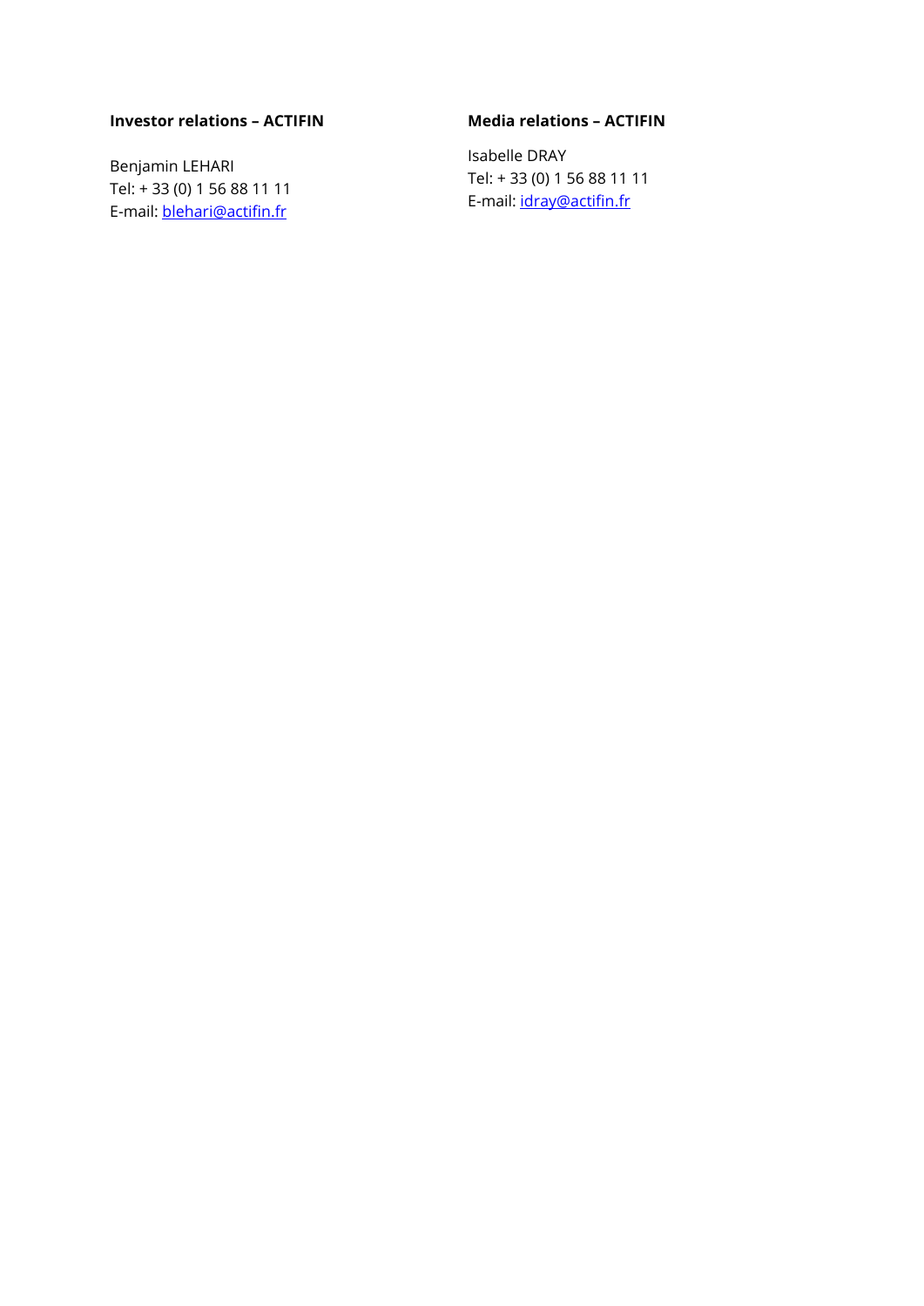**Investor relations – ACTIFIN**

Benjamin LEHARI
Tel: + 33 (0) 1 56 88 11 11
E-mail: blehari@actifin.fr

**Media relations – ACTIFIN**

Isabelle DRAY
Tel: + 33 (0) 1 56 88 11 11
E-mail: idray@actifin.fr